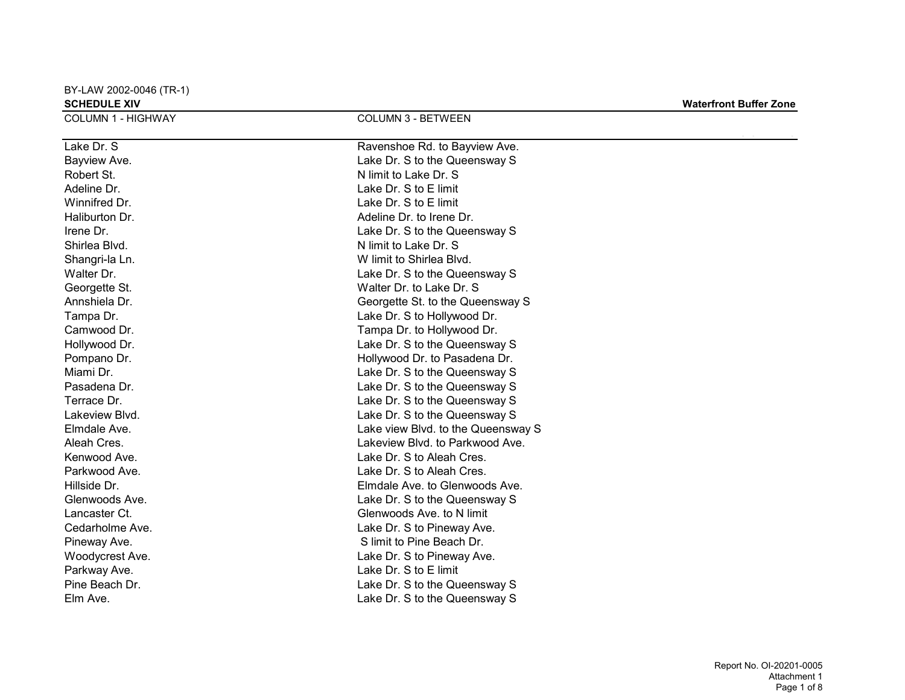BY-LAW 2002-0046 (TR-1)

**SCHEDULE XIV** **Waterfront Buffer Zone**

| COLUMN 1 - HIGHWAY | COLUMN 3 - BETWEEN |
|---|---|
| Lake Dr. S | Ravenshoe Rd. to Bayview Ave. |
| Bayview Ave. | Lake Dr. S to the Queensway S |
| Robert St. | N limit to Lake Dr. S |
| Adeline Dr. | Lake Dr. S to E limit |
| Winnifred Dr. | Lake Dr. S to E limit |
| Haliburton Dr. | Adeline Dr. to Irene Dr. |
| Irene Dr. | Lake Dr. S to the Queensway S |
| Shirlea Blvd. | N limit to Lake Dr. S |
| Shangri-la Ln. | W limit to Shirlea Blvd. |
| Walter Dr. | Lake Dr. S to the Queensway S |
| Georgette St. | Walter Dr. to Lake Dr. S |
| Annshiela Dr. | Georgette St. to the Queensway S |
| Tampa Dr. | Lake Dr. S to Hollywood Dr. |
| Camwood Dr. | Tampa Dr. to Hollywood Dr. |
| Hollywood Dr. | Lake Dr. S to the Queensway S |
| Pompano Dr. | Hollywood Dr. to Pasadena Dr. |
| Miami Dr. | Lake Dr. S to the Queensway S |
| Pasadena Dr. | Lake Dr. S to the Queensway S |
| Terrace Dr. | Lake Dr. S to the Queensway S |
| Lakeview Blvd. | Lake Dr. S to the Queensway S |
| Elmdale Ave. | Lake view Blvd. to the Queensway S |
| Aleah Cres. | Lakeview Blvd. to Parkwood Ave. |
| Kenwood Ave. | Lake Dr. S to Aleah Cres. |
| Parkwood Ave. | Lake Dr. S to Aleah Cres. |
| Hillside Dr. | Elmdale Ave. to Glenwoods Ave. |
| Glenwoods Ave. | Lake Dr. S to the Queensway S |
| Lancaster Ct. | Glenwoods Ave. to N limit |
| Cedarholme Ave. | Lake Dr. S to Pineway Ave. |
| Pineway Ave. | S limit to Pine Beach Dr. |
| Woodycrest Ave. | Lake Dr. S to Pineway Ave. |
| Parkway Ave. | Lake Dr. S to E limit |
| Pine Beach Dr. | Lake Dr. S to the Queensway S |
| Elm Ave. | Lake Dr. S to the Queensway S |

Report No. OI-20201-0005
Attachment 1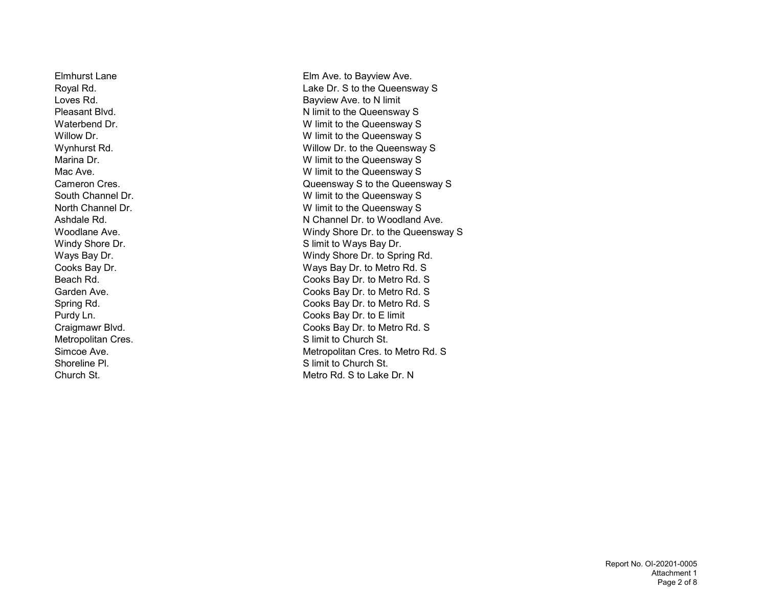| | |
|---|---|
| Elmhurst Lane | Elm Ave. to Bayview Ave. |
| Royal Rd. | Lake Dr. S to the Queensway S |
| Loves Rd. | Bayview Ave. to N limit |
| Pleasant Blvd. | N limit to the Queensway S |
| Waterbend Dr. | W limit to the Queensway S |
| Willow Dr. | W limit to the Queensway S |
| Wynhurst Rd. | Willow Dr. to the Queensway S |
| Marina Dr. | W limit to the Queensway S |
| Mac Ave. | W limit to the Queensway S |
| Cameron Cres. | Queensway S to the Queensway S |
| South Channel Dr. | W limit to the Queensway S |
| North Channel Dr. | W limit to the Queensway S |
| Ashdale Rd. | N Channel Dr. to Woodland Ave. |
| Woodlane Ave. | Windy Shore Dr. to the Queensway S |
| Windy Shore Dr. | S limit to Ways Bay Dr. |
| Ways Bay Dr. | Windy Shore Dr. to Spring Rd. |
| Cooks Bay Dr. | Ways Bay Dr. to Metro Rd. S |
| Beach Rd. | Cooks Bay Dr. to Metro Rd. S |
| Garden Ave. | Cooks Bay Dr. to Metro Rd. S |
| Spring Rd. | Cooks Bay Dr. to Metro Rd. S |
| Purdy Ln. | Cooks Bay Dr. to E limit |
| Craigmawr Blvd. | Cooks Bay Dr. to Metro Rd. S |
| Metropolitan Cres. | S limit to Church St. |
| Simcoe Ave. | Metropolitan Cres. to Metro Rd. S |
| Shoreline Pl. | S limit to Church St. |
| Church St. | Metro Rd. S to Lake Dr. N |

Report No. OI-20201-0005
Attachment 1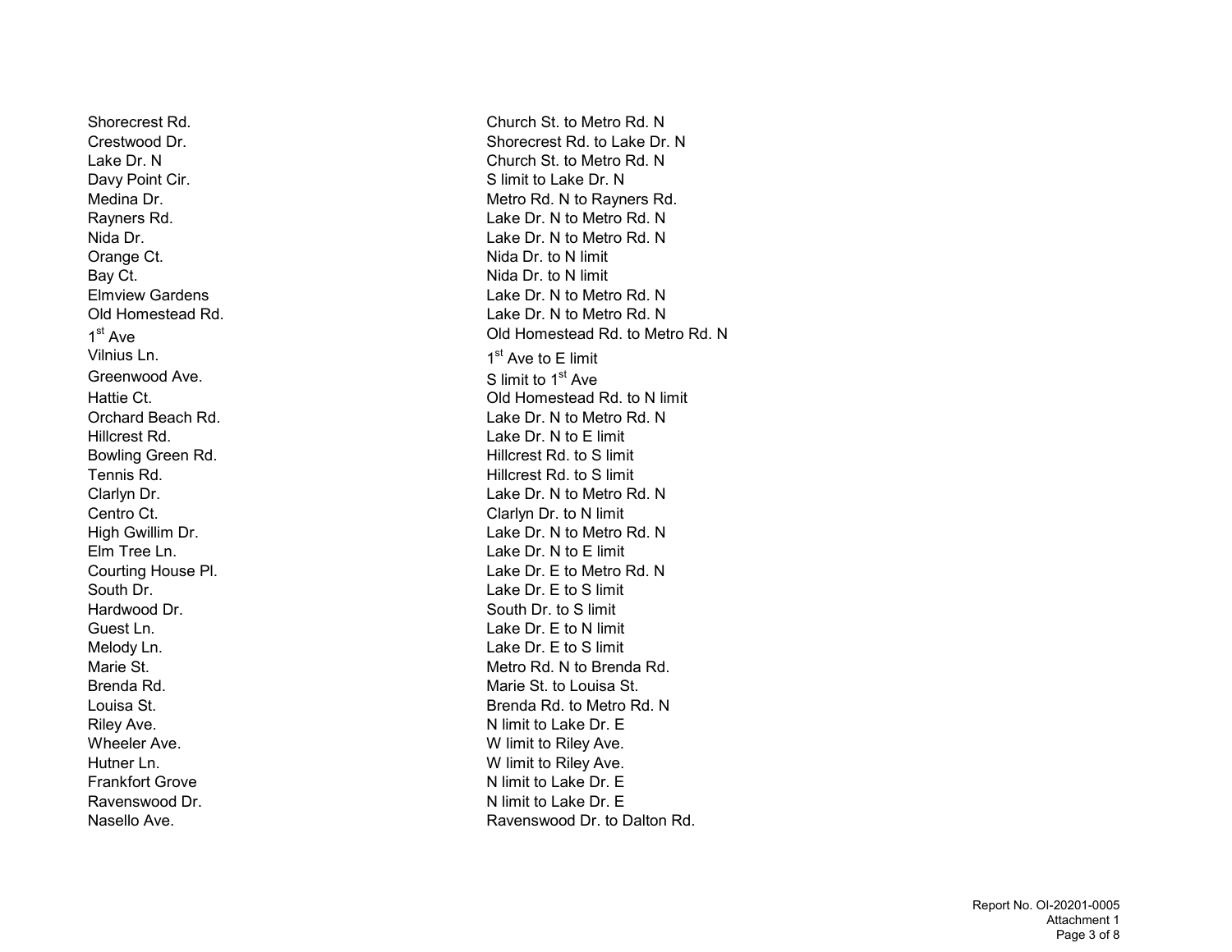| | |
|---|---|
| Shorecrest Rd. | Church St. to Metro Rd. N |
| Crestwood Dr. | Shorecrest Rd. to Lake Dr. N |
| Lake Dr. N | Church St. to Metro Rd. N |
| Davy Point Cir. | S limit to Lake Dr. N |
| Medina Dr. | Metro Rd. N to Rayners Rd. |
| Rayners Rd. | Lake Dr. N to Metro Rd. N |
| Nida Dr. | Lake Dr. N to Metro Rd. N |
| Orange Ct. | Nida Dr. to N limit |
| Bay Ct. | Nida Dr. to N limit |
| Elmview Gardens | Lake Dr. N to Metro Rd. N |
| Old Homestead Rd. | Lake Dr. N to Metro Rd. N |
| 1st Ave | Old Homestead Rd. to Metro Rd. N |
| Vilnius Ln. | 1st Ave to E limit |
| Greenwood Ave. | S limit to 1st Ave |
| Hattie Ct. | Old Homestead Rd. to N limit |
| Orchard Beach Rd. | Lake Dr. N to Metro Rd. N |
| Hillcrest Rd. | Lake Dr. N to E limit |
| Bowling Green Rd. | Hillcrest Rd. to S limit |
| Tennis Rd. | Hillcrest Rd. to S limit |
| Clarlyn Dr. | Lake Dr. N to Metro Rd. N |
| Centro Ct. | Clarlyn Dr. to N limit |
| High Gwillim Dr. | Lake Dr. N to Metro Rd. N |
| Elm Tree Ln. | Lake Dr. N to E limit |
| Courting House Pl. | Lake Dr. E to Metro Rd. N |
| South Dr. | Lake Dr. E to S limit |
| Hardwood Dr. | South Dr. to S limit |
| Guest Ln. | Lake Dr. E to N limit |
| Melody Ln. | Lake Dr. E to S limit |
| Marie St. | Metro Rd. N to Brenda Rd. |
| Brenda Rd. | Marie St. to Louisa St. |
| Louisa St. | Brenda Rd. to Metro Rd. N |
| Riley Ave. | N limit to Lake Dr. E |
| Wheeler Ave. | W limit to Riley Ave. |
| Hutner Ln. | W limit to Riley Ave. |
| Frankfort Grove | N limit to Lake Dr. E |
| Ravenswood Dr. | N limit to Lake Dr. E |
| Nasello Ave. | Ravenswood Dr. to Dalton Rd. |

Report No. OI-20201-0005
Attachment 1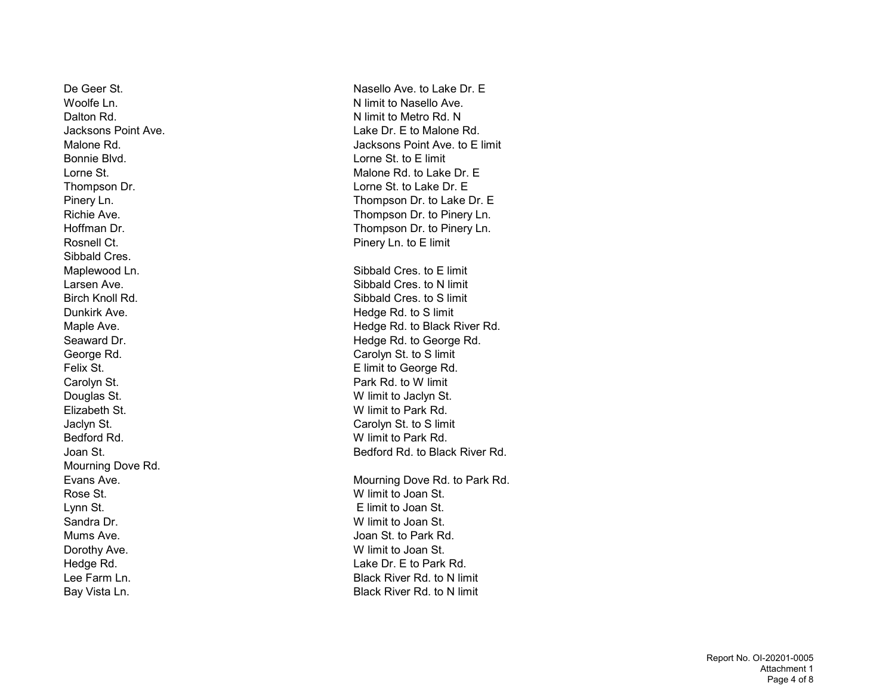| | |
|---|---|
| De Geer St. | Nasello Ave. to Lake Dr. E |
| Woolfe Ln. | N limit to Nasello Ave. |
| Dalton Rd. | N limit to Metro Rd. N |
| Jacksons Point Ave. | Lake Dr. E to Malone Rd. |
| Malone Rd. | Jacksons Point Ave. to E limit |
| Bonnie Blvd. | Lorne St. to E limit |
| Lorne St. | Malone Rd. to Lake Dr. E |
| Thompson Dr. | Lorne St. to Lake Dr. E |
| Pinery Ln. | Thompson Dr. to Lake Dr. E |
| Richie Ave. | Thompson Dr. to Pinery Ln. |
| Hoffman Dr. | Thompson Dr. to Pinery Ln. |
| Rosnell Ct. | Pinery Ln. to E limit |
| Sibbald Cres. | |
| Maplewood Ln. | Sibbald Cres. to E limit |
| Larsen Ave. | Sibbald Cres. to N limit |
| Birch Knoll Rd. | Sibbald Cres. to S limit |
| Dunkirk Ave. | Hedge Rd. to S limit |
| Maple Ave. | Hedge Rd. to Black River Rd. |
| Seaward Dr. | Hedge Rd. to George Rd. |
| George Rd. | Carolyn St. to S limit |
| Felix St. | E limit to George Rd. |
| Carolyn St. | Park Rd. to W limit |
| Douglas St. | W limit to Jaclyn St. |
| Elizabeth St. | W limit to Park Rd. |
| Jaclyn St. | Carolyn St. to S limit |
| Bedford Rd. | W limit to Park Rd. |
| Joan St. | Bedford Rd. to Black River Rd. |
| Mourning Dove Rd. | |
| Evans Ave. | Mourning Dove Rd. to Park Rd. |
| Rose St. | W limit to Joan St. |
| Lynn St. | E limit to Joan St. |
| Sandra Dr. | W limit to Joan St. |
| Mums Ave. | Joan St. to Park Rd. |
| Dorothy Ave. | W limit to Joan St. |
| Hedge Rd. | Lake Dr. E to Park Rd. |
| Lee Farm Ln. | Black River Rd. to N limit |
| Bay Vista Ln. | Black River Rd. to N limit |

Report No. OI-20201-0005
Attachment 1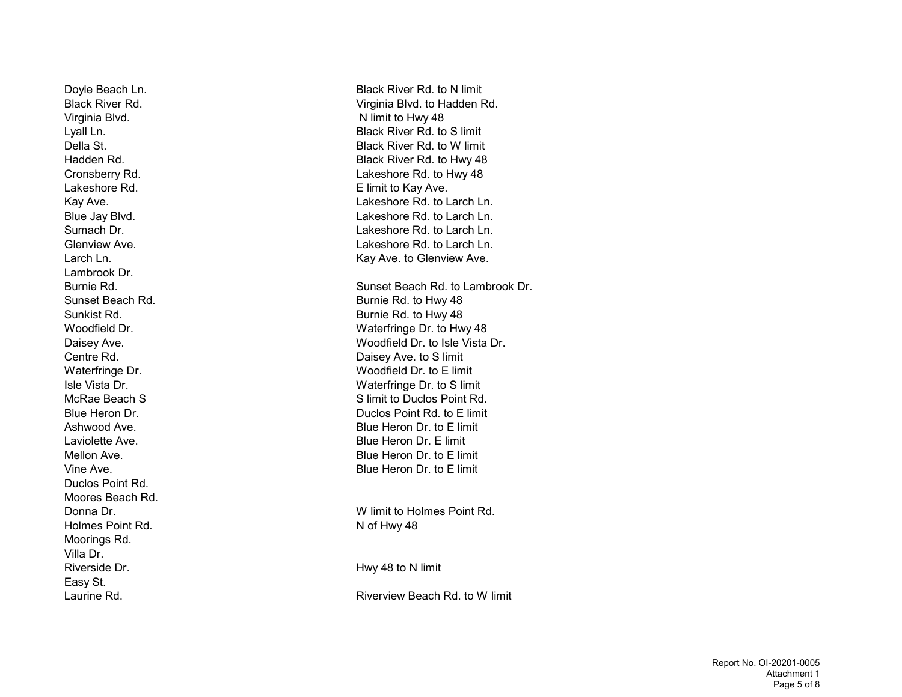| | |
|---|---|
| Doyle Beach Ln. | Black River Rd. to N limit |
| Black River Rd. | Virginia Blvd. to Hadden Rd. |
| Virginia Blvd. | N limit to Hwy 48 |
| Lyall Ln. | Black River Rd. to S limit |
| Della St. | Black River Rd. to W limit |
| Hadden Rd. | Black River Rd. to Hwy 48 |
| Cronsberry Rd. | Lakeshore Rd. to Hwy 48 |
| Lakeshore Rd. | E limit to Kay Ave. |
| Kay Ave. | Lakeshore Rd. to Larch Ln. |
| Blue Jay Blvd. | Lakeshore Rd. to Larch Ln. |
| Sumach Dr. | Lakeshore Rd. to Larch Ln. |
| Glenview Ave. | Lakeshore Rd. to Larch Ln. |
| Larch Ln. | Kay Ave. to Glenview Ave. |
| Lambrook Dr. | |
| Burnie Rd. | Sunset Beach Rd. to Lambrook Dr. |
| Sunset Beach Rd. | Burnie Rd. to Hwy 48 |
| Sunkist Rd. | Burnie Rd. to Hwy 48 |
| Woodfield Dr. | Waterfringe Dr. to Hwy 48 |
| Daisey Ave. | Woodfield Dr. to Isle Vista Dr. |
| Centre Rd. | Daisey Ave. to S limit |
| Waterfringe Dr. | Woodfield Dr. to E limit |
| Isle Vista Dr. | Waterfringe Dr. to S limit |
| McRae Beach S | S limit to Duclos Point Rd. |
| Blue Heron Dr. | Duclos Point Rd. to E limit |
| Ashwood Ave. | Blue Heron Dr. to E limit |
| Laviolette Ave. | Blue Heron Dr. E limit |
| Mellon Ave. | Blue Heron Dr. to E limit |
| Vine Ave. | Blue Heron Dr. to E limit |
| Duclos Point Rd. | |
| Moores Beach Rd. | |
| Donna Dr. | W limit to Holmes Point Rd. |
| Holmes Point Rd. | N of Hwy 48 |
| Moorings Rd. | |
| Villa Dr. | |
| Riverside Dr. | Hwy 48 to N limit |
| Easy St. | |
| Laurine Rd. | Riverview Beach Rd. to W limit |

Report No. OI-20201-0005
Attachment 1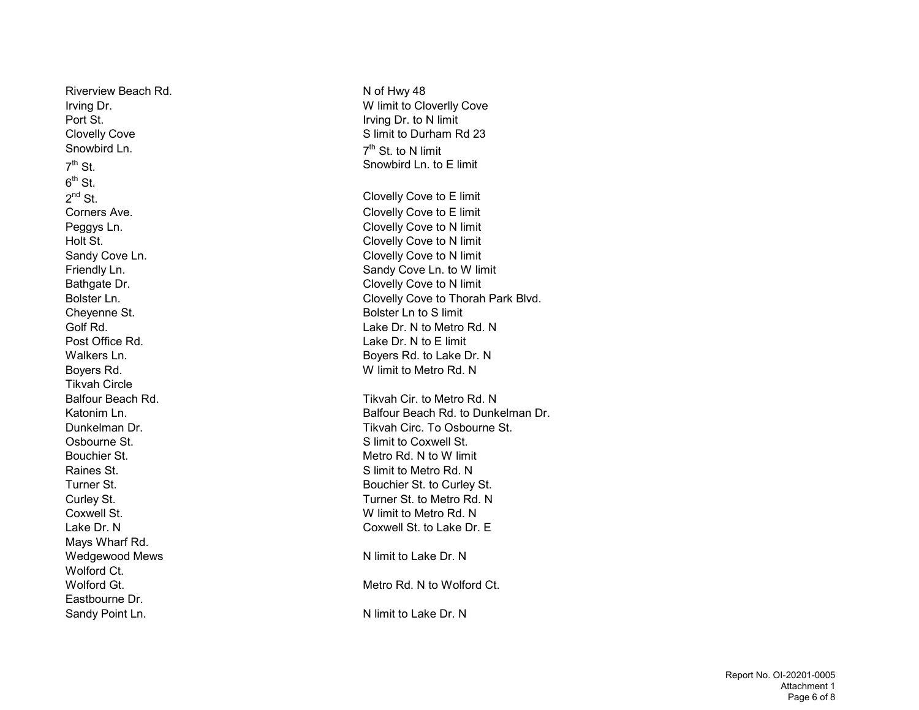| | |
|---|---|
| Riverview Beach Rd. | N of Hwy 48 |
| Irving Dr. | W limit to Cloverlly Cove |
| Port St. | Irving Dr. to N limit |
| Clovelly Cove | S limit to Durham Rd 23 |
| Snowbird Ln. | 7th St. to N limit |
| 7th St. | Snowbird Ln. to E limit |
| 6th St. | |
| 2nd St. | Clovelly Cove to E limit |
| Corners Ave. | Clovelly Cove to E limit |
| Peggys Ln. | Clovelly Cove to N limit |
| Holt St. | Clovelly Cove to N limit |
| Sandy Cove Ln. | Clovelly Cove to N limit |
| Friendly Ln. | Sandy Cove Ln. to W limit |
| Bathgate Dr. | Clovelly Cove to N limit |
| Bolster Ln. | Clovelly Cove to Thorah Park Blvd. |
| Cheyenne St. | Bolster Ln to S limit |
| Golf Rd. | Lake Dr. N to Metro Rd. N |
| Post Office Rd. | Lake Dr. N to E limit |
| Walkers Ln. | Boyers Rd. to Lake Dr. N |
| Boyers Rd. | W limit to Metro Rd. N |
| Tikvah Circle | |
| Balfour Beach Rd. | Tikvah Cir. to Metro Rd. N |
| Katonim Ln. | Balfour Beach Rd. to Dunkelman Dr. |
| Dunkelman Dr. | Tikvah Circ. To Osbourne St. |
| Osbourne St. | S limit to Coxwell St. |
| Bouchier St. | Metro Rd. N to W limit |
| Raines St. | S limit to Metro Rd. N |
| Turner St. | Bouchier St. to Curley St. |
| Curley St. | Turner St. to Metro Rd. N |
| Coxwell St. | W limit to Metro Rd. N |
| Lake Dr. N | Coxwell St. to Lake Dr. E |
| Mays Wharf Rd. | |
| Wedgewood Mews | N limit to Lake Dr. N |
| Wolford Ct. | |
| Wolford Gt. | Metro Rd. N to Wolford Ct. |
| Eastbourne Dr. | |
| Sandy Point Ln. | N limit to Lake Dr. N |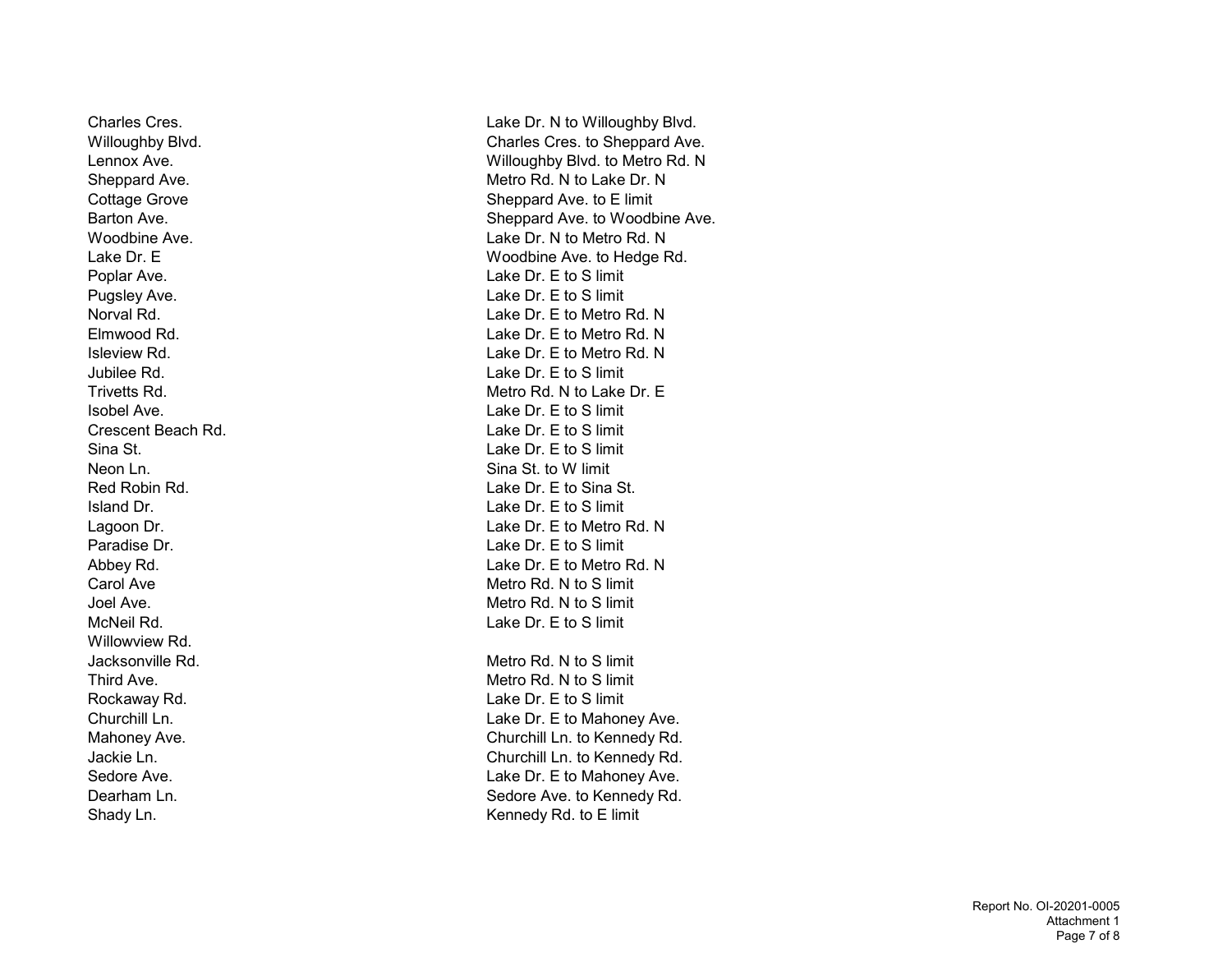| | |
|---|---|
| Charles Cres. | Lake Dr. N to Willoughby Blvd. |
| Willoughby Blvd. | Charles Cres. to Sheppard Ave. |
| Lennox Ave. | Willoughby Blvd. to Metro Rd. N |
| Sheppard Ave. | Metro Rd. N to Lake Dr. N |
| Cottage Grove | Sheppard Ave. to E limit |
| Barton Ave. | Sheppard Ave. to Woodbine Ave. |
| Woodbine Ave. | Lake Dr. N to Metro Rd. N |
| Lake Dr. E | Woodbine Ave. to Hedge Rd. |
| Poplar Ave. | Lake Dr. E to S limit |
| Pugsley Ave. | Lake Dr. E to S limit |
| Norval Rd. | Lake Dr. E to Metro Rd. N |
| Elmwood Rd. | Lake Dr. E to Metro Rd. N |
| Isleview Rd. | Lake Dr. E to Metro Rd. N |
| Jubilee Rd. | Lake Dr. E to S limit |
| Trivetts Rd. | Metro Rd. N to Lake Dr. E |
| Isobel Ave. | Lake Dr. E to S limit |
| Crescent Beach Rd. | Lake Dr. E to S limit |
| Sina St. | Lake Dr. E to S limit |
| Neon Ln. | Sina St. to W limit |
| Red Robin Rd. | Lake Dr. E to Sina St. |
| Island Dr. | Lake Dr. E to S limit |
| Lagoon Dr. | Lake Dr. E to Metro Rd. N |
| Paradise Dr. | Lake Dr. E to S limit |
| Abbey Rd. | Lake Dr. E to Metro Rd. N |
| Carol Ave | Metro Rd. N to S limit |
| Joel Ave. | Metro Rd. N to S limit |
| McNeil Rd. | Lake Dr. E to S limit |
| Willowview Rd. | |
| Jacksonville Rd. | Metro Rd. N to S limit |
| Third Ave. | Metro Rd. N to S limit |
| Rockaway Rd. | Lake Dr. E to S limit |
| Churchill Ln. | Lake Dr. E to Mahoney Ave. |
| Mahoney Ave. | Churchill Ln. to Kennedy Rd. |
| Jackie Ln. | Churchill Ln. to Kennedy Rd. |
| Sedore Ave. | Lake Dr. E to Mahoney Ave. |
| Dearham Ln. | Sedore Ave. to Kennedy Rd. |
| Shady Ln. | Kennedy Rd. to E limit |

Report No. OI-20201-0005
Attachment 1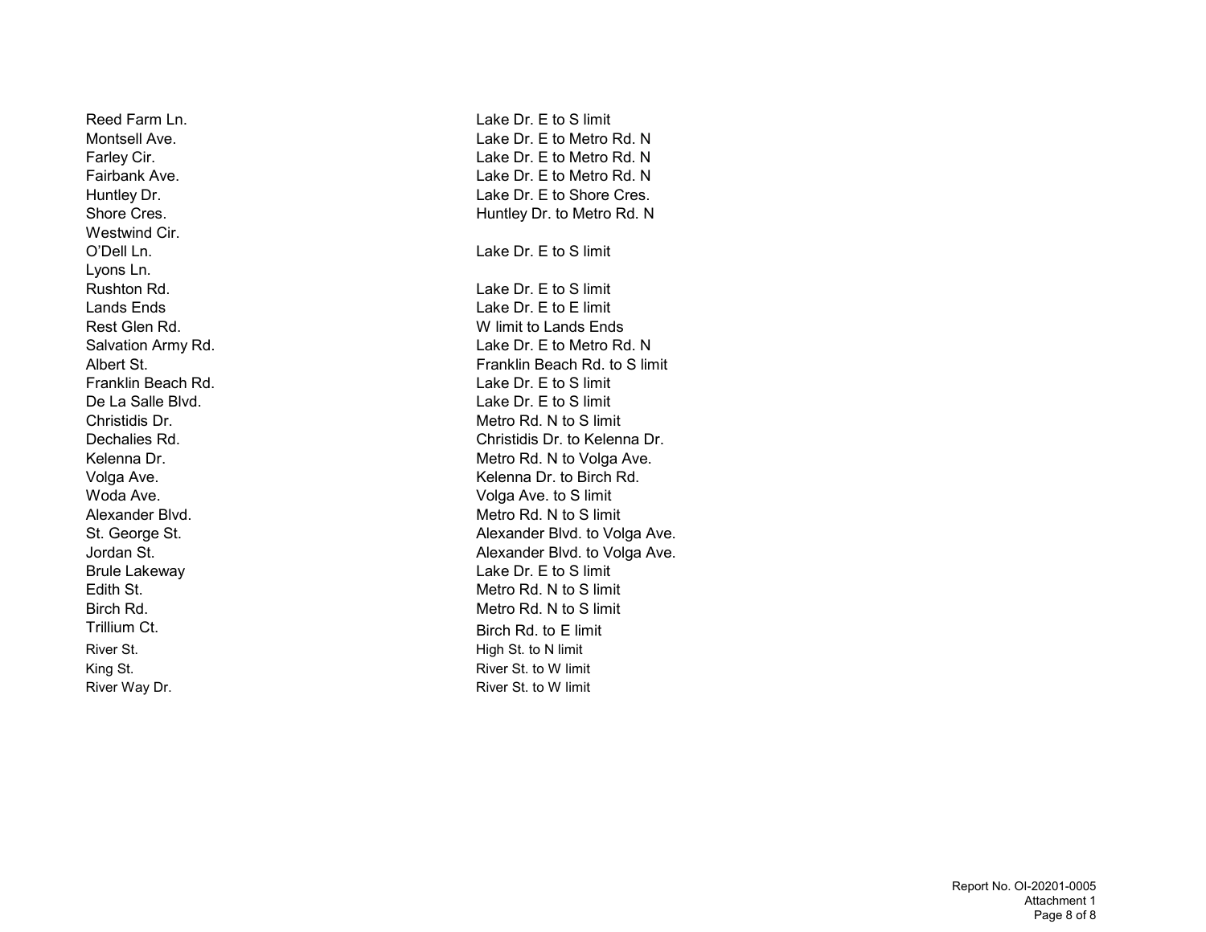| | |
|---|---|
| Reed Farm Ln. | Lake Dr. E to S limit |
| Montsell Ave. | Lake Dr. E to Metro Rd. N |
| Farley Cir. | Lake Dr. E to Metro Rd. N |
| Fairbank Ave. | Lake Dr. E to Metro Rd. N |
| Huntley Dr. | Lake Dr. E to Shore Cres. |
| Shore Cres. | Huntley Dr. to Metro Rd. N |
| Westwind Cir. | |
| O'Dell Ln. | Lake Dr. E to S limit |
| Lyons Ln. | |
| Rushton Rd. | Lake Dr. E to S limit |
| Lands Ends | Lake Dr. E to E limit |
| Rest Glen Rd. | W limit to Lands Ends |
| Salvation Army Rd. | Lake Dr. E to Metro Rd. N |
| Albert St. | Franklin Beach Rd. to S limit |
| Franklin Beach Rd. | Lake Dr. E to S limit |
| De La Salle Blvd. | Lake Dr. E to S limit |
| Christidis Dr. | Metro Rd. N to S limit |
| Dechalies Rd. | Christidis Dr. to Kelenna Dr. |
| Kelenna Dr. | Metro Rd. N to Volga Ave. |
| Volga Ave. | Kelenna Dr. to Birch Rd. |
| Woda Ave. | Volga Ave. to S limit |
| Alexander Blvd. | Metro Rd. N to S limit |
| St. George St. | Alexander Blvd. to Volga Ave. |
| Jordan St. | Alexander Blvd. to Volga Ave. |
| Brule Lakeway | Lake Dr. E to S limit |
| Edith St. | Metro Rd. N to S limit |
| Birch Rd. | Metro Rd. N to S limit |
| Trillium Ct. | Birch Rd. to E limit |
| River St. | High St. to N limit |
| King St. | River St. to W limit |
| River Way Dr. | River St. to W limit |

Report No. OI-20201-0005
Attachment 1